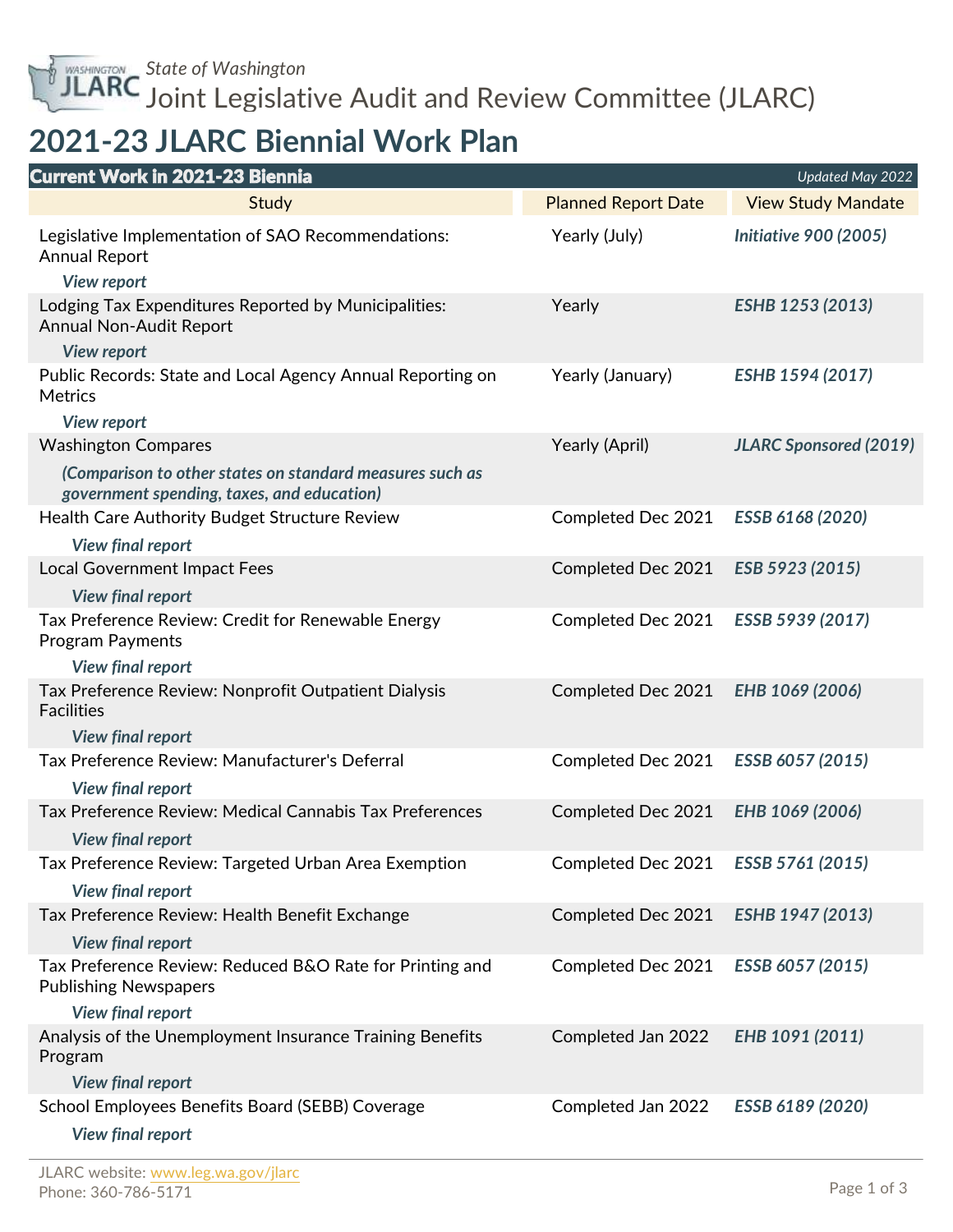State of Washington

Joint Legislative Audit and Review Committee (JLARC)

# 2021-23 JLARC Biennial Work Plan

## Current Work in 2021-23 Biennia

*Updated May 2022*

| Study | Planned Report Date | View Study Mandate |
|---|---|---|
| Legislative Implementation of SAO Recommendations: Annual Report<br>***View report*** | Yearly (July) | ***Initiative 900 (2005)*** |
| Lodging Tax Expenditures Reported by Municipalities: Annual Non-Audit Report<br>***View report*** | Yearly | ***ESHB 1253 (2013)*** |
| Public Records: State and Local Agency Annual Reporting on Metrics<br>***View report*** | Yearly (January) | ***ESHB 1594 (2017)*** |
| Washington Compares<br>***(Comparison to other states on standard measures such as government spending, taxes, and education)*** | Yearly (April) | ***JLARC Sponsored (2019)*** |
| Health Care Authority Budget Structure Review<br>***View final report*** | Completed Dec 2021 | ***ESSB 6168 (2020)*** |
| Local Government Impact Fees<br>***View final report*** | Completed Dec 2021 | ***ESB 5923 (2015)*** |
| Tax Preference Review: Credit for Renewable Energy Program Payments<br>***View final report*** | Completed Dec 2021 | ***ESSB 5939 (2017)*** |
| Tax Preference Review: Nonprofit Outpatient Dialysis Facilities<br>***View final report*** | Completed Dec 2021 | ***EHB 1069 (2006)*** |
| Tax Preference Review: Manufacturer's Deferral<br>***View final report*** | Completed Dec 2021 | ***ESSB 6057 (2015)*** |
| Tax Preference Review: Medical Cannabis Tax Preferences<br>***View final report*** | Completed Dec 2021 | ***EHB 1069 (2006)*** |
| Tax Preference Review: Targeted Urban Area Exemption<br>***View final report*** | Completed Dec 2021 | ***ESSB 5761 (2015)*** |
| Tax Preference Review: Health Benefit Exchange<br>***View final report*** | Completed Dec 2021 | ***ESHB 1947 (2013)*** |
| Tax Preference Review: Reduced B&O Rate for Printing and Publishing Newspapers<br>***View final report*** | Completed Dec 2021 | ***ESSB 6057 (2015)*** |
| Analysis of the Unemployment Insurance Training Benefits Program<br>***View final report*** | Completed Jan 2022 | ***EHB 1091 (2011)*** |
| School Employees Benefits Board (SEBB) Coverage<br>***View final report*** | Completed Jan 2022 | ***ESSB 6189 (2020)*** |

JLARC website: www.leg.wa.gov/jlarc
Phone: 360-786-5171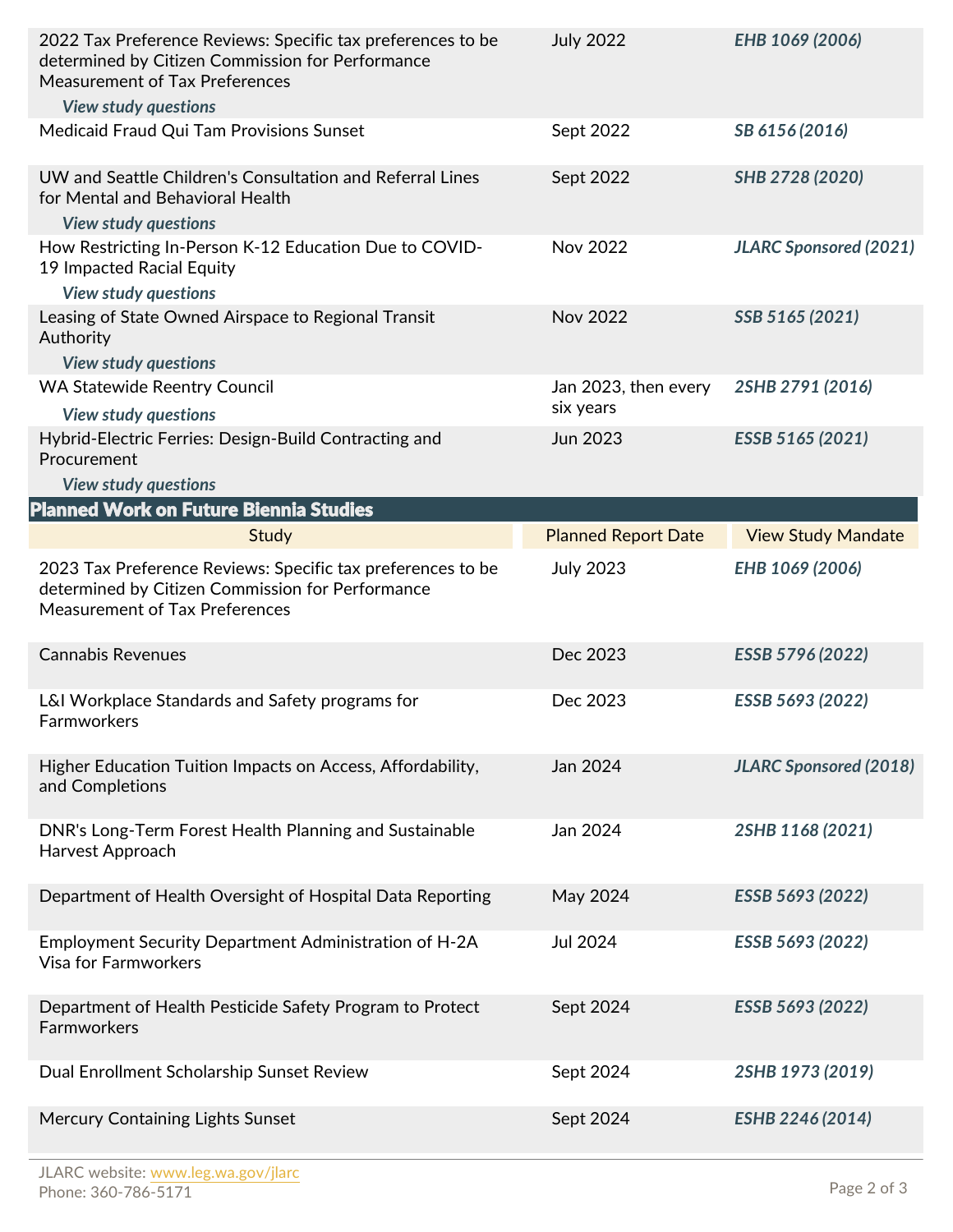| | | |
|---|---|---|
| 2022 Tax Preference Reviews: Specific tax preferences to be determined by Citizen Commission for Performance Measurement of Tax Preferences *View study questions* | July 2022 | *EHB 1069 (2006)* |
| Medicaid Fraud Qui Tam Provisions Sunset | Sept 2022 | *SB 6156 (2016)* |
| UW and Seattle Children's Consultation and Referral Lines for Mental and Behavioral Health *View study questions* | Sept 2022 | *SHB 2728 (2020)* |
| How Restricting In-Person K-12 Education Due to COVID-19 Impacted Racial Equity *View study questions* | Nov 2022 | *JLARC Sponsored (2021)* |
| Leasing of State Owned Airspace to Regional Transit Authority *View study questions* | Nov 2022 | *SSB 5165 (2021)* |
| WA Statewide Reentry Council *View study questions* | Jan 2023, then every six years | *2SHB 2791 (2016)* |
| Hybrid-Electric Ferries: Design-Build Contracting and Procurement *View study questions* | Jun 2023 | *ESSB 5165 (2021)* |

## Planned Work on Future Biennia Studies

| Study | Planned Report Date | View Study Mandate |
|---|---|---|
| 2023 Tax Preference Reviews: Specific tax preferences to be determined by Citizen Commission for Performance Measurement of Tax Preferences | July 2023 | *EHB 1069 (2006)* |
| Cannabis Revenues | Dec 2023 | *ESSB 5796 (2022)* |
| L&I Workplace Standards and Safety programs for Farmworkers | Dec 2023 | *ESSB 5693 (2022)* |
| Higher Education Tuition Impacts on Access, Affordability, and Completions | Jan 2024 | *JLARC Sponsored (2018)* |
| DNR's Long-Term Forest Health Planning and Sustainable Harvest Approach | Jan 2024 | *2SHB 1168 (2021)* |
| Department of Health Oversight of Hospital Data Reporting | May 2024 | *ESSB 5693 (2022)* |
| Employment Security Department Administration of H-2A Visa for Farmworkers | Jul 2024 | *ESSB 5693 (2022)* |
| Department of Health Pesticide Safety Program to Protect Farmworkers | Sept 2024 | *ESSB 5693 (2022)* |
| Dual Enrollment Scholarship Sunset Review | Sept 2024 | *2SHB 1973 (2019)* |
| Mercury Containing Lights Sunset | Sept 2024 | *ESHB 2246 (2014)* |

JLARC website: www.leg.wa.gov/jlarc
Phone: 360-786-5171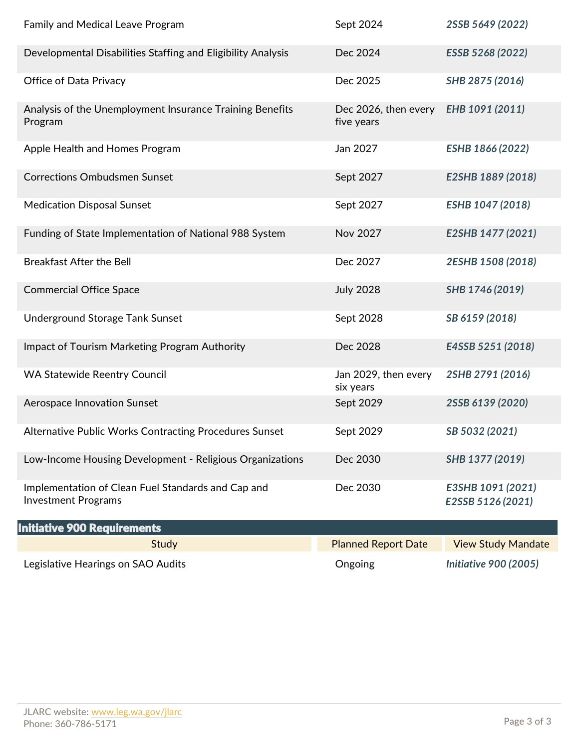| | | |
|---|---|---|
| Family and Medical Leave Program | Sept 2024 | *2SSB 5649 (2022)* |
| Developmental Disabilities Staffing and Eligibility Analysis | Dec 2024 | *ESSB 5268 (2022)* |
| Office of Data Privacy | Dec 2025 | *SHB 2875 (2016)* |
| Analysis of the Unemployment Insurance Training Benefits Program | Dec 2026, then every five years | *EHB 1091 (2011)* |
| Apple Health and Homes Program | Jan 2027 | *ESHB 1866 (2022)* |
| Corrections Ombudsmen Sunset | Sept 2027 | *E2SHB 1889 (2018)* |
| Medication Disposal Sunset | Sept 2027 | *ESHB 1047 (2018)* |
| Funding of State Implementation of National 988 System | Nov 2027 | *E2SHB 1477 (2021)* |
| Breakfast After the Bell | Dec 2027 | *2ESHB 1508 (2018)* |
| Commercial Office Space | July 2028 | *SHB 1746 (2019)* |
| Underground Storage Tank Sunset | Sept 2028 | *SB 6159 (2018)* |
| Impact of Tourism Marketing Program Authority | Dec 2028 | *E4SSB 5251 (2018)* |
| WA Statewide Reentry Council | Jan 2029, then every six years | *2SHB 2791 (2016)* |
| Aerospace Innovation Sunset | Sept 2029 | *2SSB 6139 (2020)* |
| Alternative Public Works Contracting Procedures Sunset | Sept 2029 | *SB 5032 (2021)* |
| Low-Income Housing Development - Religious Organizations | Dec 2030 | *SHB 1377 (2019)* |
| Implementation of Clean Fuel Standards and Cap and Investment Programs | Dec 2030 | *E3SHB 1091 (2021)* *E2SSB 5126 (2021)* |

## Initiative 900 Requirements

| Study | Planned Report Date | View Study Mandate |
|---|---|---|
| Legislative Hearings on SAO Audits | Ongoing | *Initiative 900 (2005)* |

JLARC website: www.leg.wa.gov/jlarc
Phone: 360-786-5171